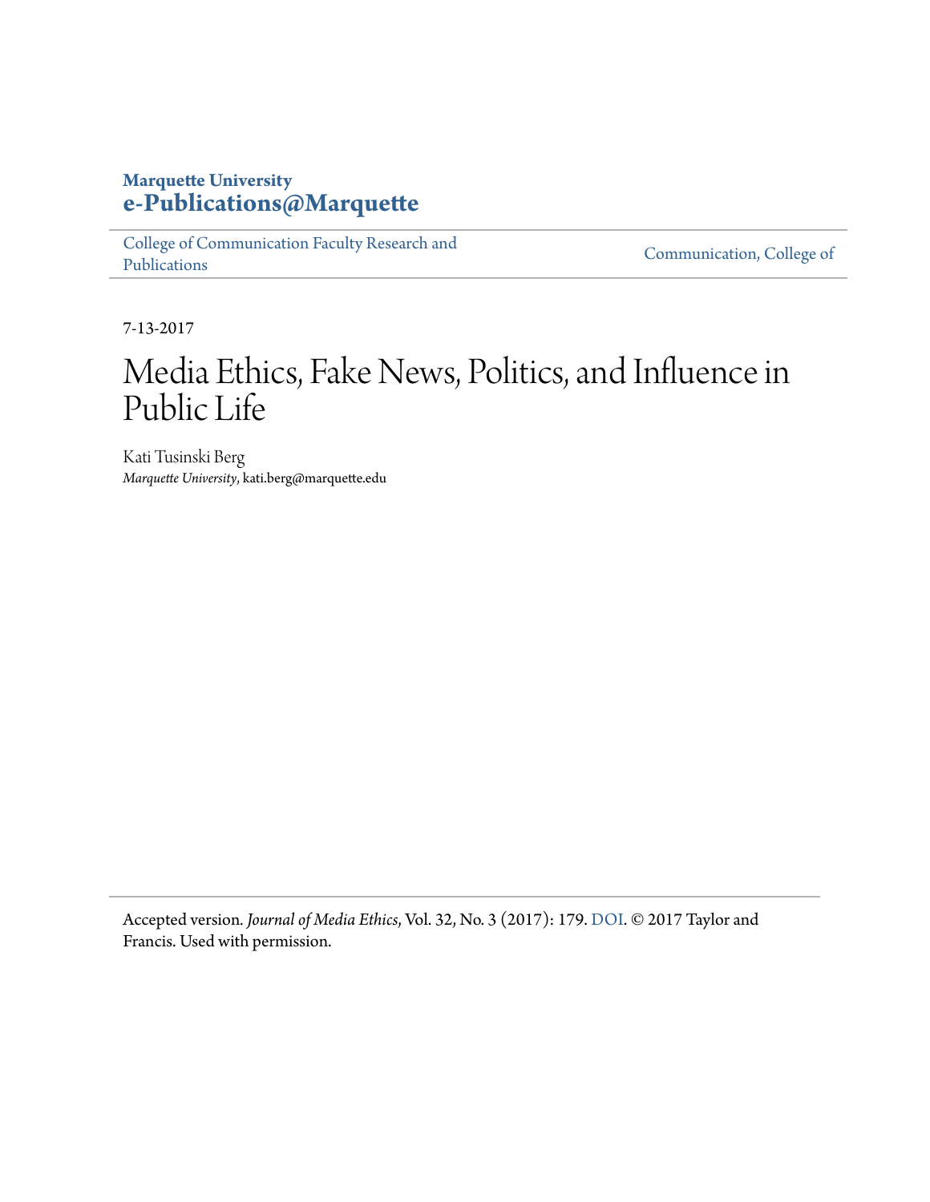**Marquette University**
**e-Publications@Marquette**

College of Communication Faculty Research and Publications | Communication, College of

7-13-2017

# Media Ethics, Fake News, Politics, and Influence in Public Life

Kati Tusinski Berg
*Marquette University*, kati.berg@marquette.edu

Accepted version. *Journal of Media Ethics*, Vol. 32, No. 3 (2017): 179. DOI. © 2017 Taylor and Francis. Used with permission.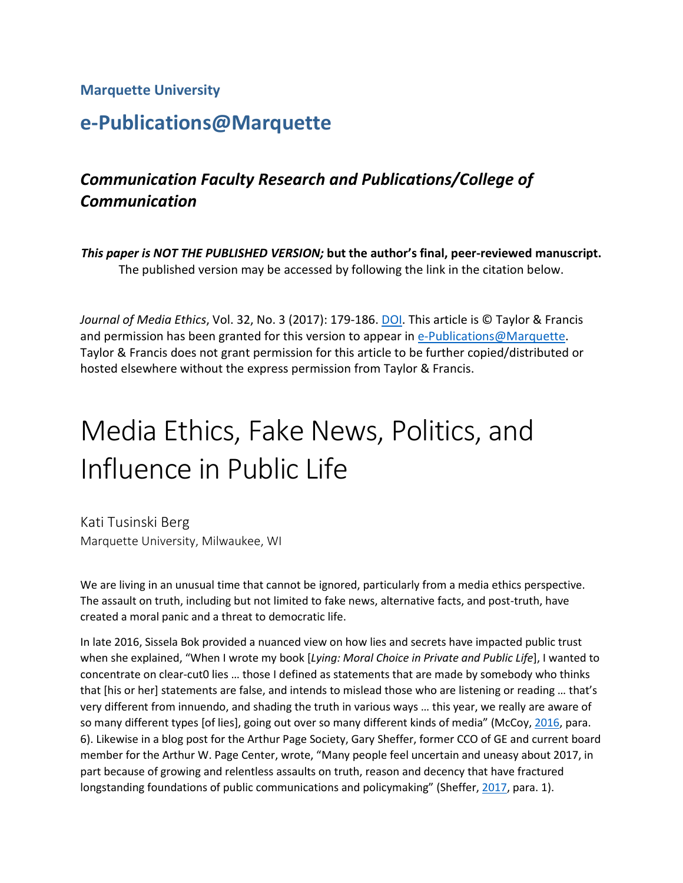**Marquette University**

## e-Publications@Marquette

### *Communication Faculty Research and Publications/College of Communication*

***This paper is NOT THE PUBLISHED VERSION;* but the author's final, peer-reviewed manuscript.** The published version may be accessed by following the link in the citation below.

*Journal of Media Ethics*, Vol. 32, No. 3 (2017): 179-186. DOI. This article is © Taylor & Francis and permission has been granted for this version to appear in e-Publications@Marquette. Taylor & Francis does not grant permission for this article to be further copied/distributed or hosted elsewhere without the express permission from Taylor & Francis.

# Media Ethics, Fake News, Politics, and Influence in Public Life

Kati Tusinski Berg
Marquette University, Milwaukee, WI

We are living in an unusual time that cannot be ignored, particularly from a media ethics perspective. The assault on truth, including but not limited to fake news, alternative facts, and post-truth, have created a moral panic and a threat to democratic life.

In late 2016, Sissela Bok provided a nuanced view on how lies and secrets have impacted public trust when she explained, "When I wrote my book [*Lying: Moral Choice in Private and Public Life*], I wanted to concentrate on clear-cut0 lies … those I defined as statements that are made by somebody who thinks that [his or her] statements are false, and intends to mislead those who are listening or reading … that's very different from innuendo, and shading the truth in various ways … this year, we really are aware of so many different types [of lies], going out over so many different kinds of media" (McCoy, 2016, para. 6). Likewise in a blog post for the Arthur Page Society, Gary Sheffer, former CCO of GE and current board member for the Arthur W. Page Center, wrote, "Many people feel uncertain and uneasy about 2017, in part because of growing and relentless assaults on truth, reason and decency that have fractured longstanding foundations of public communications and policymaking" (Sheffer, 2017, para. 1).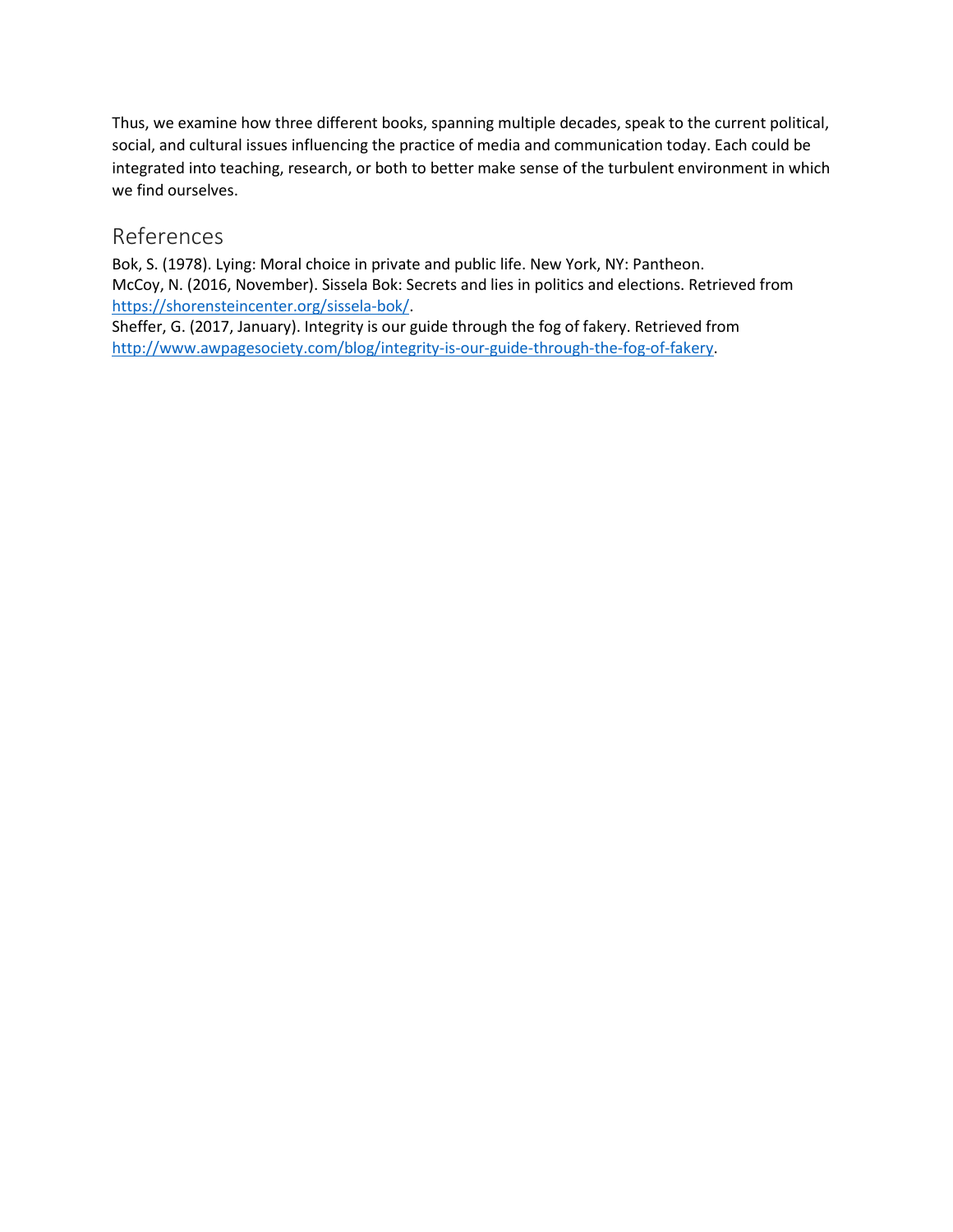Thus, we examine how three different books, spanning multiple decades, speak to the current political, social, and cultural issues influencing the practice of media and communication today. Each could be integrated into teaching, research, or both to better make sense of the turbulent environment in which we find ourselves.

## References

Bok, S. (1978). Lying: Moral choice in private and public life. New York, NY: Pantheon.

McCoy, N. (2016, November). Sissela Bok: Secrets and lies in politics and elections. Retrieved from https://shorensteincenter.org/sissela-bok/.

Sheffer, G. (2017, January). Integrity is our guide through the fog of fakery. Retrieved from http://www.awpagesociety.com/blog/integrity-is-our-guide-through-the-fog-of-fakery.